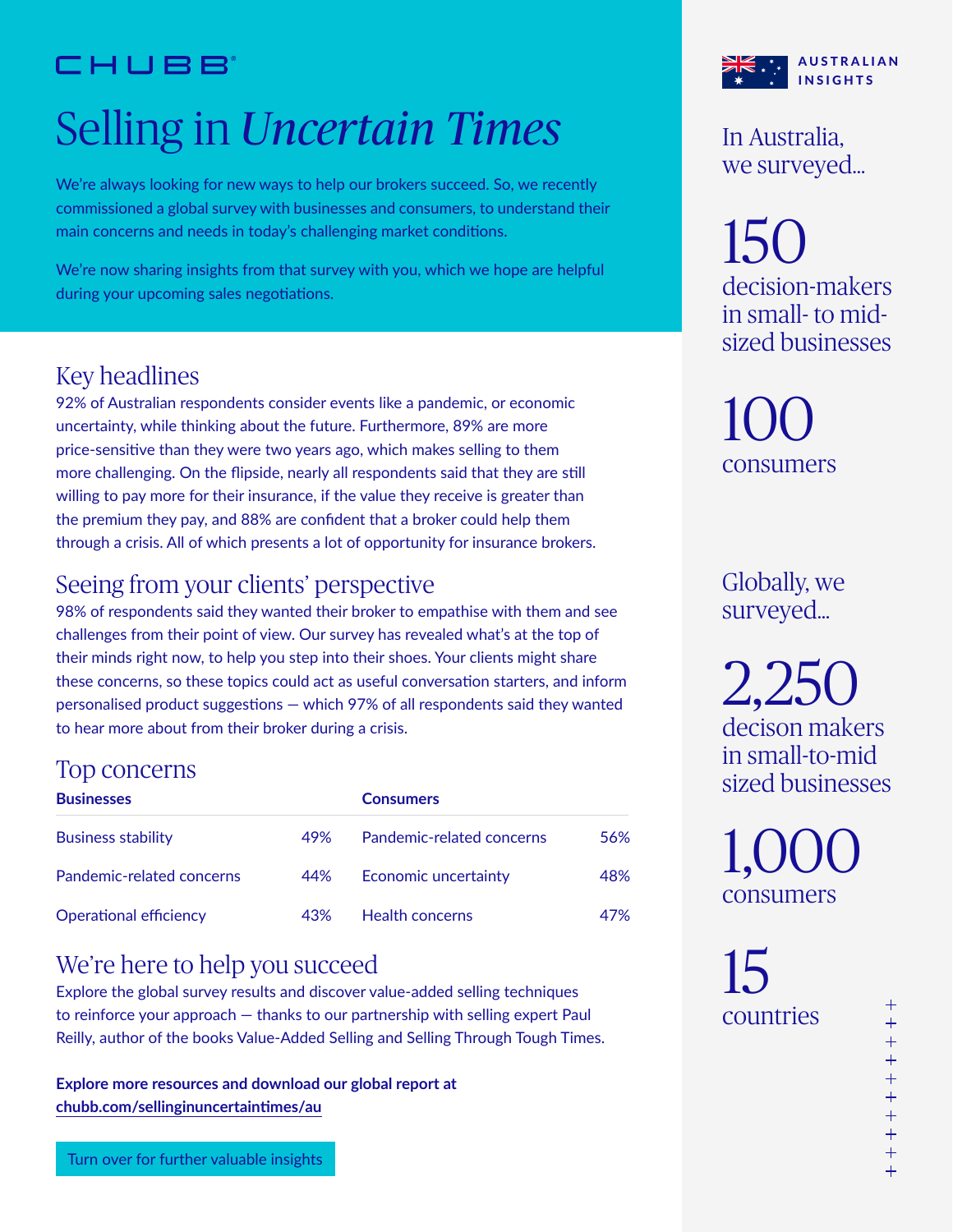CHUBB

# Selling in *Uncertain Times*

We're always looking for new ways to help our brokers succeed. So, we recently commissioned a global survey with businesses and consumers, to understand their main concerns and needs in today's challenging market conditions.

We're now sharing insights from that survey with you, which we hope are helpful during your upcoming sales negotiations.

## Key headlines

92% of Australian respondents consider events like a pandemic, or economic uncertainty, while thinking about the future. Furthermore, 89% are more price-sensitive than they were two years ago, which makes selling to them more challenging. On the flipside, nearly all respondents said that they are still willing to pay more for their insurance, if the value they receive is greater than the premium they pay, and 88% are confident that a broker could help them through a crisis. All of which presents a lot of opportunity for insurance brokers.

## Seeing from your clients' perspective

98% of respondents said they wanted their broker to empathise with them and see challenges from their point of view. Our survey has revealed what's at the top of their minds right now, to help you step into their shoes. Your clients might share these concerns, so these topics could act as useful conversation starters, and inform personalised product suggestions — which 97% of all respondents said they wanted to hear more about from their broker during a crisis.

## Top concerns

| **Businesses** | | **Consumers** | |
|---|---|---|---|
| Business stability | 49% | Pandemic-related concerns | 56% |
| Pandemic-related concerns | 44% | Economic uncertainty | 48% |
| Operational efficiency | 43% | Health concerns | 47% |

## We're here to help you succeed

Explore the global survey results and discover value-added selling techniques to reinforce your approach — thanks to our partnership with selling expert Paul Reilly, author of the books Value-Added Selling and Selling Through Tough Times.

**Explore more resources and download our global report at chubb.com/sellinginuncertaintimes/au**

Turn over for further valuable insights

**AUSTRALIAN INSIGHTS**

In Australia, we surveyed...

150
decision-makers in small- to mid-sized businesses

100
consumers

Globally, we surveyed...

2,250
decison makers in small-to-mid sized businesses

1,000
consumers

15
countries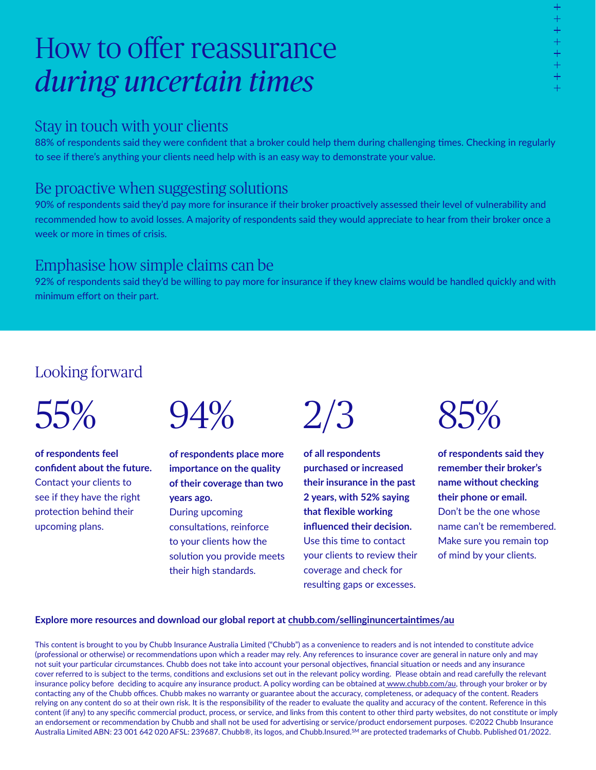# How to offer reassurance *during uncertain times*

## Stay in touch with your clients

88% of respondents said they were confident that a broker could help them during challenging times. Checking in regularly to see if there's anything your clients need help with is an easy way to demonstrate your value.

## Be proactive when suggesting solutions

90% of respondents said they'd pay more for insurance if their broker proactively assessed their level of vulnerability and recommended how to avoid losses. A majority of respondents said they would appreciate to hear from their broker once a week or more in times of crisis.

## Emphasise how simple claims can be

92% of respondents said they'd be willing to pay more for insurance if they knew claims would be handled quickly and with minimum effort on their part.

## Looking forward

55%

**of respondents feel confident about the future.** Contact your clients to see if they have the right protection behind their upcoming plans.

94%

**of respondents place more importance on the quality of their coverage than two years ago.** During upcoming consultations, reinforce to your clients how the solution you provide meets their high standards.

2/3

**of all respondents purchased or increased their insurance in the past 2 years, with 52% saying that flexible working influenced their decision.** Use this time to contact your clients to review their coverage and check for resulting gaps or excesses.

85%

**of respondents said they remember their broker's name without checking their phone or email.** Don't be the one whose name can't be remembered. Make sure you remain top of mind by your clients.

**Explore more resources and download our global report at chubb.com/sellinginuncertaintimes/au**

This content is brought to you by Chubb Insurance Australia Limited ("Chubb") as a convenience to readers and is not intended to constitute advice (professional or otherwise) or recommendations upon which a reader may rely. Any references to insurance cover are general in nature only and may not suit your particular circumstances. Chubb does not take into account your personal objectives, financial situation or needs and any insurance cover referred to is subject to the terms, conditions and exclusions set out in the relevant policy wording. Please obtain and read carefully the relevant insurance policy before deciding to acquire any insurance product. A policy wording can be obtained at www.chubb.com/au, through your broker or by contacting any of the Chubb offices. Chubb makes no warranty or guarantee about the accuracy, completeness, or adequacy of the content. Readers relying on any content do so at their own risk. It is the responsibility of the reader to evaluate the quality and accuracy of the content. Reference in this content (if any) to any specific commercial product, process, or service, and links from this content to other third party websites, do not constitute or imply an endorsement or recommendation by Chubb and shall not be used for advertising or service/product endorsement purposes. ©2022 Chubb Insurance Australia Limited ABN: 23 001 642 020 AFSL: 239687. Chubb®, its logos, and Chubb.Insured.SM are protected trademarks of Chubb. Published 01/2022.